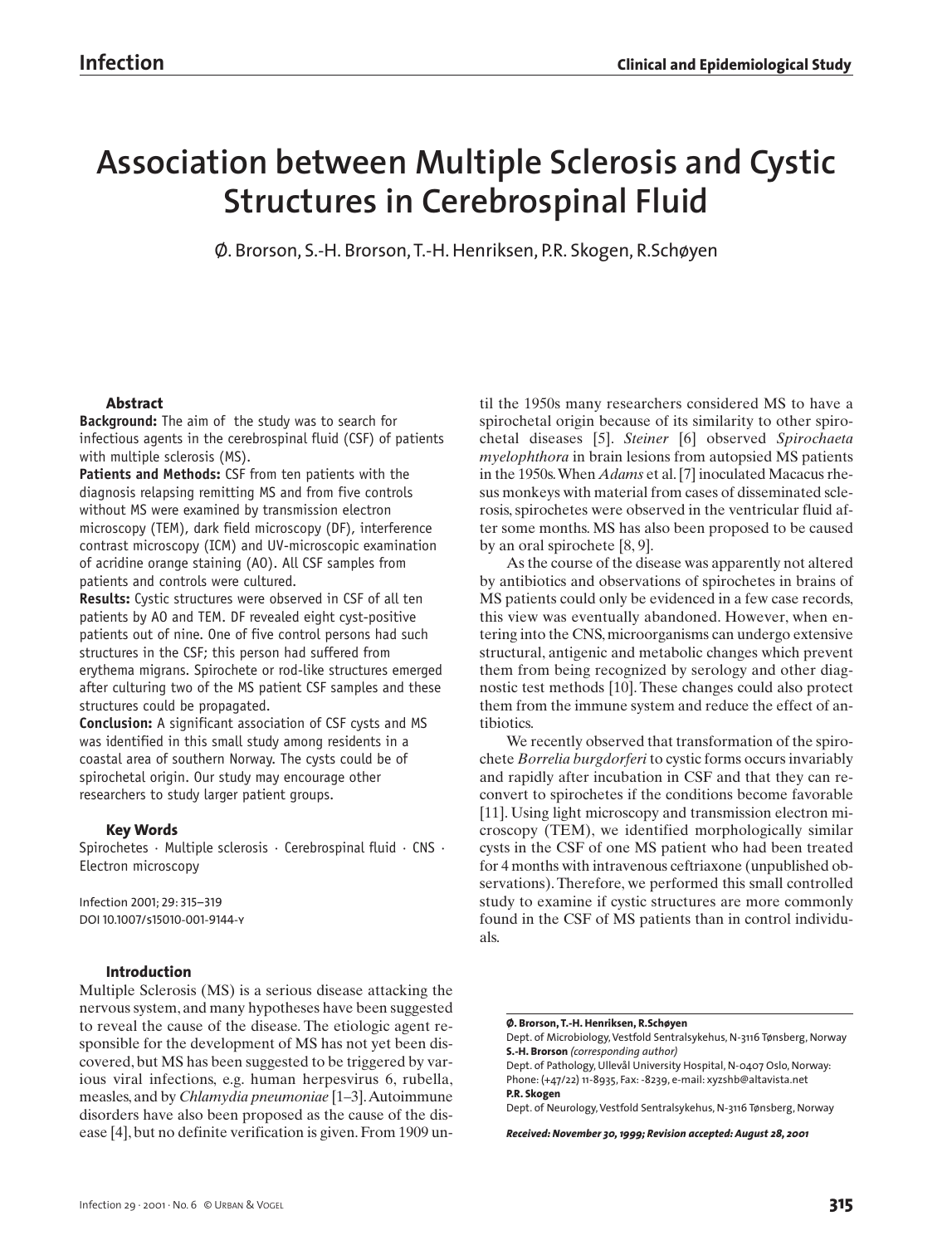# Association between Multiple Sclerosis and Cystic Structures in Cerebrospinal Fluid

Ø. Brorson, S.-H. Brorson, T.-H. Henriksen, P.R. Skogen, R.Schøyen

### Abstract

**Background:** The aim of the study was to search for infectious agents in the cerebrospinal fluid (CSF) of patients with multiple sclerosis (MS).

**Patients and Methods:** CSF from ten patients with the diagnosis relapsing remitting MS and from five controls without MS were examined by transmission electron microscopy (TEM), dark field microscopy (DF), interference contrast microscopy (ICM) and UV-microscopic examination of acridine orange staining (AO). All CSF samples from patients and controls were cultured.

**Results:** Cystic structures were observed in CSF of all ten patients by AO and TEM. DF revealed eight cyst-positive patients out of nine. One of five control persons had such structures in the CSF; this person had suffered from erythema migrans. Spirochete or rod-like structures emerged after culturing two of the MS patient CSF samples and these structures could be propagated.

**Conclusion:** A significant association of CSF cysts and MS was identified in this small study among residents in a coastal area of southern Norway. The cysts could be of spirochetal origin. Our study may encourage other researchers to study larger patient groups.

### Key Words

Spirochetes · Multiple sclerosis · Cerebrospinal fluid · CNS · Electron microscopy

Infection 2001; 29: 315–319
DOI 10.1007/s15010-001-9144-y

### Introduction

Multiple Sclerosis (MS) is a serious disease attacking the nervous system, and many hypotheses have been suggested to reveal the cause of the disease. The etiologic agent responsible for the development of MS has not yet been discovered, but MS has been suggested to be triggered by various viral infections, e.g. human herpesvirus 6, rubella, measles, and by *Chlamydia pneumoniae* [1–3]. Autoimmune disorders have also been proposed as the cause of the disease [4], but no definite verification is given. From 1909 until the 1950s many researchers considered MS to have a spirochetal origin because of its similarity to other spirochetal diseases [5]. *Steiner* [6] observed *Spirochaeta myelophthora* in brain lesions from autopsied MS patients in the 1950s. When *Adams* et al. [7] inoculated Macacus rhesus monkeys with material from cases of disseminated sclerosis, spirochetes were observed in the ventricular fluid after some months. MS has also been proposed to be caused by an oral spirochete [8, 9].

As the course of the disease was apparently not altered by antibiotics and observations of spirochetes in brains of MS patients could only be evidenced in a few case records, this view was eventually abandoned. However, when entering into the CNS, microorganisms can undergo extensive structural, antigenic and metabolic changes which prevent them from being recognized by serology and other diagnostic test methods [10]. These changes could also protect them from the immune system and reduce the effect of antibiotics.

We recently observed that transformation of the spirochete *Borrelia burgdorferi* to cystic forms occurs invariably and rapidly after incubation in CSF and that they can reconvert to spirochetes if the conditions become favorable [11]. Using light microscopy and transmission electron microscopy (TEM), we identified morphologically similar cysts in the CSF of one MS patient who had been treated for 4 months with intravenous ceftriaxone (unpublished observations). Therefore, we performed this small controlled study to examine if cystic structures are more commonly found in the CSF of MS patients than in control individuals.

---

**Ø. Brorson, T.-H. Henriksen, R.Schøyen**
Dept. of Microbiology, Vestfold Sentralsykehus, N-3116 Tønsberg, Norway
**S.-H. Brorson** *(corresponding author)*
Dept. of Pathology, Ullevål University Hospital, N-0407 Oslo, Norway:
Phone: (+47/22) 11-8935, Fax: -8239, e-mail: xyzshb@altavista.net
**P.R. Skogen**
Dept. of Neurology, Vestfold Sentralsykehus, N-3116 Tønsberg, Norway

***Received: November 30, 1999; Revision accepted: August 28, 2001***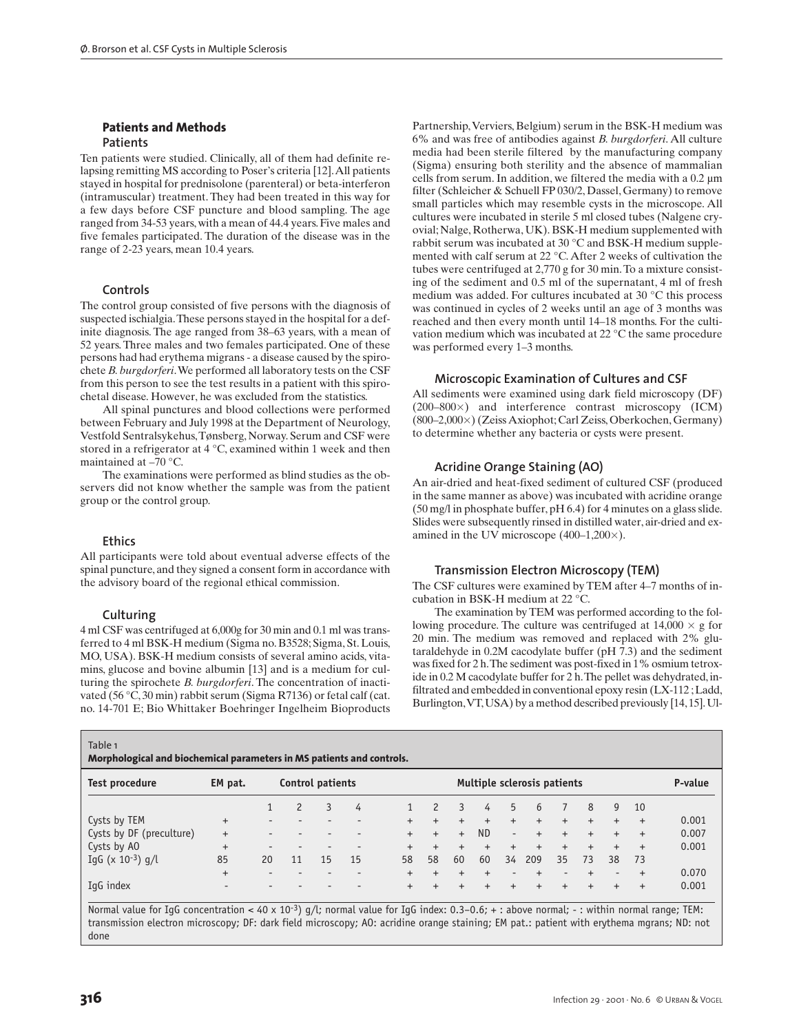## Patients and Methods

### Patients

Ten patients were studied. Clinically, all of them had definite relapsing remitting MS according to Poser's criteria [12]. All patients stayed in hospital for prednisolone (parenteral) or beta-interferon (intramuscular) treatment. They had been treated in this way for a few days before CSF puncture and blood sampling. The age ranged from 34-53 years, with a mean of 44.4 years. Five males and five females participated. The duration of the disease was in the range of 2-23 years, mean 10.4 years.

### Controls

The control group consisted of five persons with the diagnosis of suspected ischialgia. These persons stayed in the hospital for a definite diagnosis. The age ranged from 38–63 years, with a mean of 52 years. Three males and two females participated. One of these persons had had erythema migrans - a disease caused by the spirochete *B. burgdorferi*. We performed all laboratory tests on the CSF from this person to see the test results in a patient with this spirochetal disease. However, he was excluded from the statistics.

All spinal punctures and blood collections were performed between February and July 1998 at the Department of Neurology, Vestfold Sentralsykehus, Tønsberg, Norway. Serum and CSF were stored in a refrigerator at 4 °C, examined within 1 week and then maintained at –70 °C.

The examinations were performed as blind studies as the observers did not know whether the sample was from the patient group or the control group.

### Ethics

All participants were told about eventual adverse effects of the spinal puncture, and they signed a consent form in accordance with the advisory board of the regional ethical commission.

### Culturing

4 ml CSF was centrifuged at 6,000g for 30 min and 0.1 ml was transferred to 4 ml BSK-H medium (Sigma no. B3528; Sigma, St. Louis, MO, USA). BSK-H medium consists of several amino acids, vitamins, glucose and bovine albumin [13] and is a medium for culturing the spirochete *B. burgdorferi*. The concentration of inactivated (56 °C, 30 min) rabbit serum (Sigma R7136) or fetal calf (cat. no. 14-701 E; Bio Whittaker Boehringer Ingelheim Bioproducts Partnership, Verviers, Belgium) serum in the BSK-H medium was 6% and was free of antibodies against *B. burgdorferi*. All culture media had been sterile filtered by the manufacturing company (Sigma) ensuring both sterility and the absence of mammalian cells from serum. In addition, we filtered the media with a 0.2 µm filter (Schleicher & Schuell FP 030/2, Dassel, Germany) to remove small particles which may resemble cysts in the microscope. All cultures were incubated in sterile 5 ml closed tubes (Nalgene cryovial; Nalge, Rotherwa, UK). BSK-H medium supplemented with rabbit serum was incubated at 30 °C and BSK-H medium supplemented with calf serum at 22 °C. After 2 weeks of cultivation the tubes were centrifuged at 2,770 g for 30 min. To a mixture consisting of the sediment and 0.5 ml of the supernatant, 4 ml of fresh medium was added. For cultures incubated at 30 °C this process was continued in cycles of 2 weeks until an age of 3 months was reached and then every month until 14–18 months. For the cultivation medium which was incubated at 22 °C the same procedure was performed every 1–3 months.

### Microscopic Examination of Cultures and CSF

All sediments were examined using dark field microscopy (DF) (200–800×) and interference contrast microscopy (ICM) (800–2,000×) (Zeiss Axiophot; Carl Zeiss, Oberkochen, Germany) to determine whether any bacteria or cysts were present.

### Acridine Orange Staining (AO)

An air-dried and heat-fixed sediment of cultured CSF (produced in the same manner as above) was incubated with acridine orange (50 mg/l in phosphate buffer, pH 6.4) for 4 minutes on a glass slide. Slides were subsequently rinsed in distilled water, air-dried and examined in the UV microscope (400–1,200×).

### Transmission Electron Microscopy (TEM)

The CSF cultures were examined by TEM after 4–7 months of incubation in BSK-H medium at 22 °C.

The examination by TEM was performed according to the following procedure. The culture was centrifuged at 14,000 × g for 20 min. The medium was removed and replaced with 2% glutaraldehyde in 0.2M cacodylate buffer (pH 7.3) and the sediment was fixed for 2 h. The sediment was post-fixed in 1% osmium tetroxide in 0.2 M cacodylate buffer for 2 h. The pellet was dehydrated, infiltrated and embedded in conventional epoxy resin (LX-112 ; Ladd, Burlington, VT, USA) by a method described previously [14, 15]. Ul-

Table 1
**Morphological and biochemical parameters in MS patients and controls.**

| Test procedure | EM pat. | Control patients | | | | Multiple sclerosis patients | | | | | | | | | | P-value |
|---|---|---|---|---|---|---|---|---|---|---|---|---|---|---|---|---|
| | | 1 | 2 | 3 | 4 | 1 | 2 | 3 | 4 | 5 | 6 | 7 | 8 | 9 | 10 | |
| Cysts by TEM | + | - | - | - | - | + | + | + | + | + | + | + | + | + | + | 0.001 |
| Cysts by DF (preculture) | + | - | - | - | - | + | + | + | ND | - | + | + | + | + | + | 0.007 |
| Cysts by AO | + | - | - | - | - | + | + | + | + | + | + | + | + | + | + | 0.001 |
| IgG (x $10^{-3}$) g/l | 85 | 20 | 11 | 15 | 15 | 58 | 58 | 60 | 60 | 34 | 209 | 35 | 73 | 38 | 73 | |
| | + | - | - | - | - | + | + | + | + | - | + | - | + | - | + | 0.070 |
| IgG index | - | - | - | - | - | + | + | + | + | + | + | + | + | + | + | 0.001 |

Normal value for IgG concentration < 40 x $10^{-3}$) g/l; normal value for IgG index: 0.3–0.6; + : above normal; - : within normal range; TEM: transmission electron microscopy; DF: dark field microscopy; AO: acridine orange staining; EM pat.: patient with erythema mgrans; ND: not done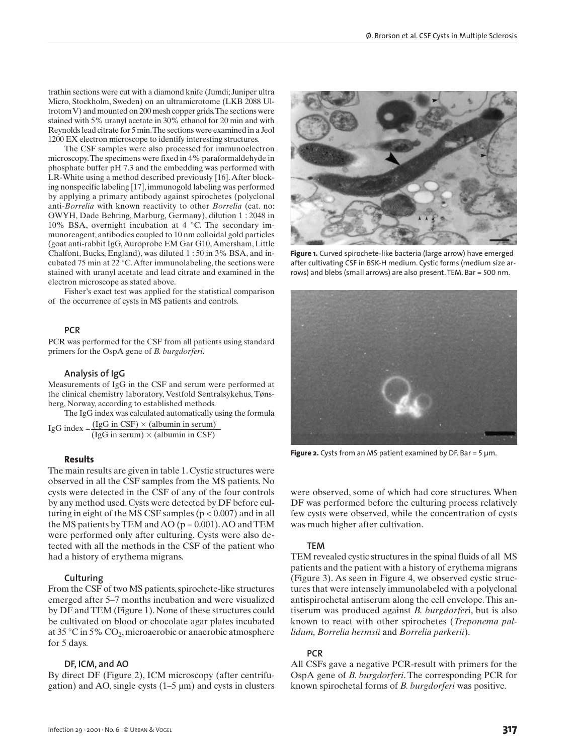trathin sections were cut with a diamond knife (Jumdi; Juniper ultra Micro, Stockholm, Sweden) on an ultramicrotome (LKB 2088 Ultrotom V) and mounted on 200 mesh copper grids. The sections were stained with 5% uranyl acetate in 30% ethanol for 20 min and with Reynolds lead citrate for 5 min. The sections were examined in a Jeol 1200 EX electron microscope to identify interesting structures.

The CSF samples were also processed for immunoelectron microscopy. The specimens were fixed in 4% paraformaldehyde in phosphate buffer pH 7.3 and the embedding was performed with LR-White using a method described previously [16]. After blocking nonspecific labeling [17], immunogold labeling was performed by applying a primary antibody against spirochetes (polyclonal anti-*Borrelia* with known reactivity to other *Borrelia* (cat. no: OWYH, Dade Behring, Marburg, Germany), dilution 1 : 2048 in 10% BSA, overnight incubation at 4 °C. The secondary immunoreagent, antibodies coupled to 10 nm colloidal gold particles (goat anti-rabbit IgG, Auroprobe EM Gar G10, Amersham, Little Chalfont, Bucks, England), was diluted 1 : 50 in 3% BSA, and incubated 75 min at 22 °C. After immunolabeling, the sections were stained with uranyl acetate and lead citrate and examined in the electron microscope as stated above.

Fisher's exact test was applied for the statistical comparison of the occurrence of cysts in MS patients and controls.

### PCR

PCR was performed for the CSF from all patients using standard primers for the OspA gene of *B. burgdorferi*.

### Analysis of IgG

Measurements of IgG in the CSF and serum were performed at the clinical chemistry laboratory, Vestfold Sentralsykehus, Tønsberg, Norway, according to established methods.

The IgG index was calculated automatically using the formula

$$\text{IgG index} = \frac{(\text{IgG in CSF}) \times (\text{albumin in serum})}{(\text{IgG in serum}) \times (\text{albumin in CSF})}$$

## Results

The main results are given in table 1. Cystic structures were observed in all the CSF samples from the MS patients. No cysts were detected in the CSF of any of the four controls by any method used. Cysts were detected by DF before culturing in eight of the MS CSF samples ($p < 0.007$) and in all the MS patients by TEM and AO ($p = 0.001$). AO and TEM were performed only after culturing. Cysts were also detected with all the methods in the CSF of the patient who had a history of erythema migrans.

### Culturing

From the CSF of two MS patients, spirochete-like structures emerged after 5–7 months incubation and were visualized by DF and TEM (Figure 1). None of these structures could be cultivated on blood or chocolate agar plates incubated at 35 °C in 5% $CO_2$, microaerobic or anaerobic atmosphere for 5 days.

### DF, ICM, and AO

By direct DF (Figure 2), ICM microscopy (after centrifugation) and AO, single cysts (1–5 µm) and cysts in clusters were observed, some of which had core structures. When DF was performed before the culturing process relatively few cysts were observed, while the concentration of cysts was much higher after cultivation.

**Figure 1.** Curved spirochete-like bacteria (large arrow) have emerged after cultivating CSF in BSK-H medium. Cystic forms (medium size arrows) and blebs (small arrows) are also present. TEM. Bar = 500 nm.

**Figure 2.** Cysts from an MS patient examined by DF. Bar = 5 µm.

### TEM

TEM revealed cystic structures in the spinal fluids of all MS patients and the patient with a history of erythema migrans (Figure 3). As seen in Figure 4, we observed cystic structures that were intensely immunolabeled with a polyclonal antispirochetal antiserum along the cell envelope. This antiserum was produced against *B. burgdorferi*, but is also known to react with other spirochetes (*Treponema pallidum, Borrelia hermsii* and *Borrelia parkerii*).

### PCR

All CSFs gave a negative PCR-result with primers for the OspA gene of *B. burgdorferi*. The corresponding PCR for known spirochetal forms of *B. burgdorferi* was positive.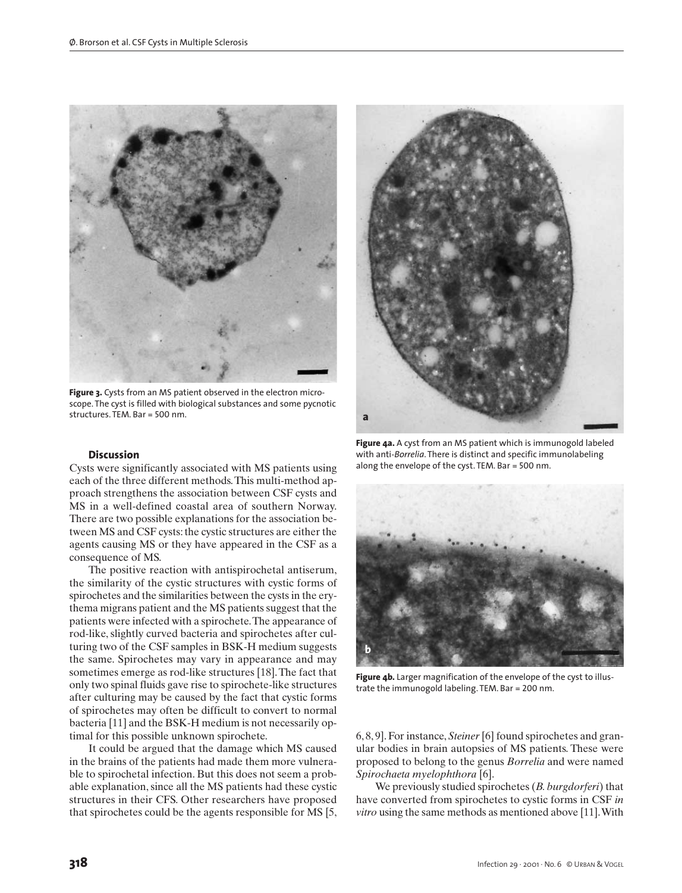**Figure 3.** Cysts from an MS patient observed in the electron microscope. The cyst is filled with biological substances and some pycnotic structures. TEM. Bar = 500 nm.

**Figure 4a.** A cyst from an MS patient which is immunogold labeled with anti-*Borrelia*. There is distinct and specific immunolabeling along the envelope of the cyst. TEM. Bar = 500 nm.

**Figure 4b.** Larger magnification of the envelope of the cyst to illustrate the immunogold labeling. TEM. Bar = 200 nm.

### Discussion

Cysts were significantly associated with MS patients using each of the three different methods. This multi-method approach strengthens the association between CSF cysts and MS in a well-defined coastal area of southern Norway. There are two possible explanations for the association between MS and CSF cysts: the cystic structures are either the agents causing MS or they have appeared in the CSF as a consequence of MS.

The positive reaction with antispirochetal antiserum, the similarity of the cystic structures with cystic forms of spirochetes and the similarities between the cysts in the erythema migrans patient and the MS patients suggest that the patients were infected with a spirochete. The appearance of rod-like, slightly curved bacteria and spirochetes after culturing two of the CSF samples in BSK-H medium suggests the same. Spirochetes may vary in appearance and may sometimes emerge as rod-like structures [18]. The fact that only two spinal fluids gave rise to spirochete-like structures after culturing may be caused by the fact that cystic forms of spirochetes may often be difficult to convert to normal bacteria [11] and the BSK-H medium is not necessarily optimal for this possible unknown spirochete.

It could be argued that the damage which MS caused in the brains of the patients had made them more vulnerable to spirochetal infection. But this does not seem a probable explanation, since all the MS patients had these cystic structures in their CFS. Other researchers have proposed that spirochetes could be the agents responsible for MS [5, 6, 8, 9]. For instance, *Steiner* [6] found spirochetes and granular bodies in brain autopsies of MS patients. These were proposed to belong to the genus *Borrelia* and were named *Spirochaeta myelophthora* [6].

We previously studied spirochetes (*B. burgdorferi*) that have converted from spirochetes to cystic forms in CSF *in vitro* using the same methods as mentioned above [11]. With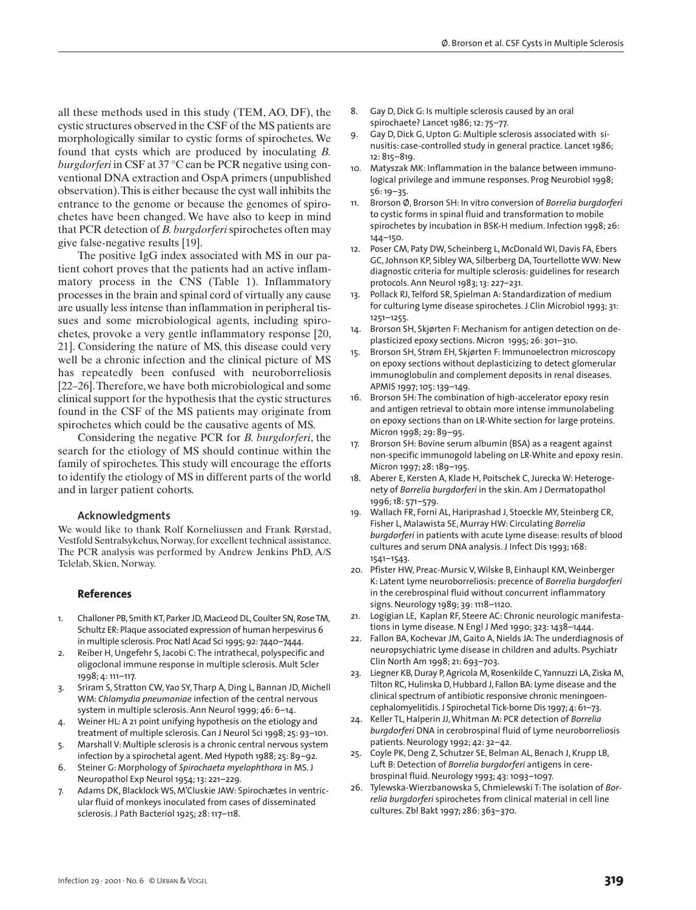all these methods used in this study (TEM, AO, DF), the cystic structures observed in the CSF of the MS patients are morphologically similar to cystic forms of spirochetes. We found that cysts which are produced by inoculating *B. burgdorferi* in CSF at 37 °C can be PCR negative using conventional DNA extraction and OspA primers (unpublished observation). This is either because the cyst wall inhibits the entrance to the genome or because the genomes of spirochetes have been changed. We have also to keep in mind that PCR detection of *B. burgdorferi* spirochetes often may give false-negative results [19].

The positive IgG index associated with MS in our patient cohort proves that the patients had an active inflammatory process in the CNS (Table 1). Inflammatory processes in the brain and spinal cord of virtually any cause are usually less intense than inflammation in peripheral tissues and some microbiological agents, including spirochetes, provoke a very gentle inflammatory response [20, 21]. Considering the nature of MS, this disease could very well be a chronic infection and the clinical picture of MS has repeatedly been confused with neuroborreliosis [22–26]. Therefore, we have both microbiological and some clinical support for the hypothesis that the cystic structures found in the CSF of the MS patients may originate from spirochetes which could be the causative agents of MS.

Considering the negative PCR for *B. burgdorferi*, the search for the etiology of MS should continue within the family of spirochetes. This study will encourage the efforts to identify the etiology of MS in different parts of the world and in larger patient cohorts.

### Acknowledgments

We would like to thank Rolf Korneliussen and Frank Rørstad, Vestfold Sentralsykehus, Norway, for excellent technical assistance. The PCR analysis was performed by Andrew Jenkins PhD, A/S Telelab, Skien, Norway.

## References

1. Challoner PB, Smith KT, Parker JD, MacLeod DL, Coulter SN, Rose TM, Schultz ER: Plaque associated expression of human herpesvirus 6 in multiple sclerosis. Proc Natl Acad Sci 1995; 92: 7440–7444.
2. Reiber H, Ungefehr S, Jacobi C: The intrathecal, polyspecific and oligoclonal immune response in multiple sclerosis. Mult Scler 1998; 4: 111–117.
3. Sriram S, Stratton CW, Yao SY, Tharp A, Ding L, Bannan JD, Michell WM: *Chlamydia pneumoniae* infection of the central nervous system in multiple sclerosis. Ann Neurol 1999; 46: 6–14.
4. Weiner HL: A 21 point unifying hypothesis on the etiology and treatment of multiple sclerosis. Can J Neurol Sci 1998; 25: 93–101.
5. Marshall V: Multiple sclerosis is a chronic central nervous system infection by a spirochetal agent. Med Hypoth 1988; 25: 89–92.
6. Steiner G: Morphology of *Spirochaeta myelophthora* in MS. J Neuropathol Exp Neurol 1954; 13: 221–229.
7. Adams DK, Blacklock WS, M'Cluskie JAW: Spirochætes in ventricular fluid of monkeys inoculated from cases of disseminated sclerosis. J Path Bacteriol 1925; 28: 117–118.
8. Gay D, Dick G: Is multiple sclerosis caused by an oral spirochaete? Lancet 1986; 12: 75–77.
9. Gay D, Dick G, Upton G: Multiple sclerosis associated with sinusitis: case-controlled study in general practice. Lancet 1986; 12: 815–819.
10. Matyszak MK: Inflammation in the balance between immunological privilege and immune responses. Prog Neurobiol 1998; 56: 19–35.
11. Brorson Ø, Brorson SH: In vitro conversion of *Borrelia burgdorferi* to cystic forms in spinal fluid and transformation to mobile spirochetes by incubation in BSK-H medium. Infection 1998; 26: 144–150.
12. Poser CM, Paty DW, Scheinberg L, McDonald WI, Davis FA, Ebers GC, Johnson KP, Sibley WA, Silberberg DA, Tourtellotte WW: New diagnostic criteria for multiple sclerosis: guidelines for research protocols. Ann Neurol 1983; 13: 227–231.
13. Pollack RJ, Telford SR, Spielman A: Standardization of medium for culturing Lyme disease spirochetes. J Clin Microbiol 1993; 31: 1251–1255.
14. Brorson SH, Skjørten F: Mechanism for antigen detection on deplasticized epoxy sections. Micron 1995; 26: 301–310.
15. Brorson SH, Strøm EH, Skjørten F: Immunoelectron microscopy on epoxy sections without deplasticizing to detect glomerular immunoglobulin and complement deposits in renal diseases. APMIS 1997; 105: 139–149.
16. Brorson SH: The combination of high-accelerator epoxy resin and antigen retrieval to obtain more intense immunolabeling on epoxy sections than on LR-White section for large proteins. Micron 1998; 29: 89–95.
17. Brorson SH: Bovine serum albumin (BSA) as a reagent against non-specific immunogold labeling on LR-White and epoxy resin. Micron 1997; 28: 189–195.
18. Aberer E, Kersten A, Klade H, Poitschek C, Jurecka W: Heterogenety of *Borrelia burgdorferi* in the skin. Am J Dermatopathol 1996; 18: 571–579.
19. Wallach FR, Forni AL, Hariprashad J, Stoeckle MY, Steinberg CR, Fisher L, Malawista SE, Murray HW: Circulating *Borrelia burgdorferi* in patients with acute Lyme disease: results of blood cultures and serum DNA analysis. J Infect Dis 1993; 168: 1541–1543.
20. Pfister HW, Preac-Mursic V, Wilske B, Einhaupl KM, Weinberger K: Latent Lyme neuroborreliosis: precence of *Borrelia burgdorferi* in the cerebrospinal fluid without concurrent inflammatory signs. Neurology 1989; 39: 1118–1120.
21. Logigian LE, Kaplan RF, Steere AC: Chronic neurologic manifestations in Lyme disease. N Engl J Med 1990; 323: 1438–1444.
22. Fallon BA, Kochevar JM, Gaito A, Nields JA: The underdiagnosis of neuropsychiatric Lyme disease in children and adults. Psychiatr Clin North Am 1998; 21: 693–703.
23. Liegner KB, Duray P, Agricola M, Rosenkilde C, Yannuzzi LA, Ziska M, Tilton RC, Hulinska D, Hubbard J, Fallon BA: Lyme disease and the clinical spectrum of antibiotic responsive chronic meningoencephalomyelitidis. J Spirochetal Tick-borne Dis 1997; 4: 61–73.
24. Keller TL, Halperin JJ, Whitman M: PCR detection of *Borrelia burgdorferi* DNA in cerobrospinal fluid of Lyme neuroborreliosis patients. Neurology 1992; 42: 32–42.
25. Coyle PK, Deng Z, Schutzer SE, Belman AL, Benach J, Krupp LB, Luft B: Detection of *Borrelia burgdorferi* antigens in cerebrospinal fluid. Neurology 1993; 43: 1093–1097.
26. Tylewska-Wierzbanowska S, Chmielewski T: The isolation of *Borrelia burgdorferi* spirochetes from clinical material in cell line cultures. Zbl Bakt 1997; 286: 363–370.